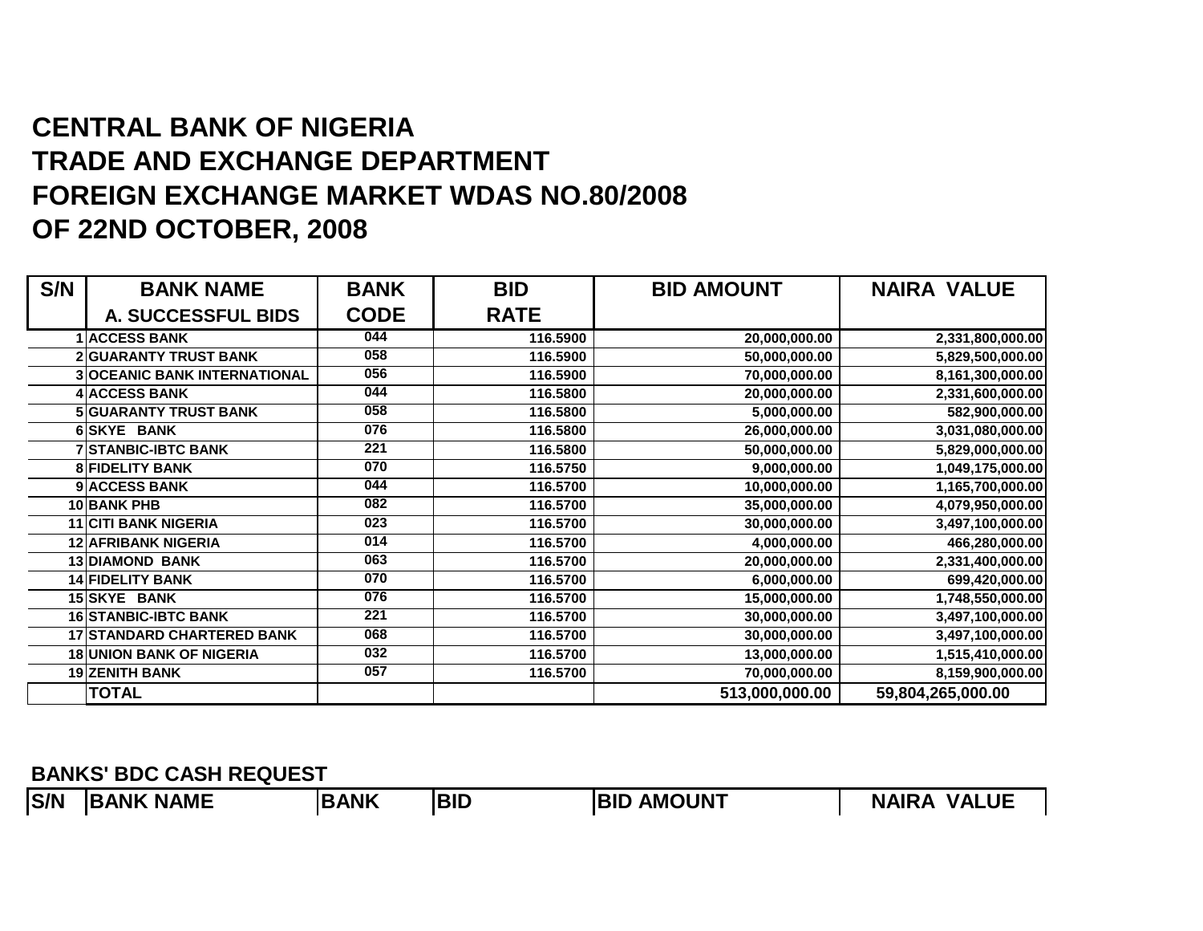# CENTRAL BANK OF NIGERIA
# TRADE AND EXCHANGE DEPARTMENT
# FOREIGN EXCHANGE MARKET WDAS NO.80/2008
# OF 22ND OCTOBER, 2008

| S/N | BANK NAME<br>A. SUCCESSFUL BIDS | BANK<br>CODE | BID<br>RATE | BID AMOUNT | NAIRA VALUE |
|---|---|---|---|---|---|
| 1 | ACCESS BANK | 044 | 116.5900 | 20,000,000.00 | 2,331,800,000.00 |
| 2 | GUARANTY TRUST BANK | 058 | 116.5900 | 50,000,000.00 | 5,829,500,000.00 |
| 3 | OCEANIC BANK INTERNATIONAL | 056 | 116.5900 | 70,000,000.00 | 8,161,300,000.00 |
| 4 | ACCESS BANK | 044 | 116.5800 | 20,000,000.00 | 2,331,600,000.00 |
| 5 | GUARANTY TRUST BANK | 058 | 116.5800 | 5,000,000.00 | 582,900,000.00 |
| 6 | SKYE BANK | 076 | 116.5800 | 26,000,000.00 | 3,031,080,000.00 |
| 7 | STANBIC-IBTC BANK | 221 | 116.5800 | 50,000,000.00 | 5,829,000,000.00 |
| 8 | FIDELITY BANK | 070 | 116.5750 | 9,000,000.00 | 1,049,175,000.00 |
| 9 | ACCESS BANK | 044 | 116.5700 | 10,000,000.00 | 1,165,700,000.00 |
| 10 | BANK PHB | 082 | 116.5700 | 35,000,000.00 | 4,079,950,000.00 |
| 11 | CITI BANK NIGERIA | 023 | 116.5700 | 30,000,000.00 | 3,497,100,000.00 |
| 12 | AFRIBANK NIGERIA | 014 | 116.5700 | 4,000,000.00 | 466,280,000.00 |
| 13 | DIAMOND BANK | 063 | 116.5700 | 20,000,000.00 | 2,331,400,000.00 |
| 14 | FIDELITY BANK | 070 | 116.5700 | 6,000,000.00 | 699,420,000.00 |
| 15 | SKYE BANK | 076 | 116.5700 | 15,000,000.00 | 1,748,550,000.00 |
| 16 | STANBIC-IBTC BANK | 221 | 116.5700 | 30,000,000.00 | 3,497,100,000.00 |
| 17 | STANDARD CHARTERED BANK | 068 | 116.5700 | 30,000,000.00 | 3,497,100,000.00 |
| 18 | UNION BANK OF NIGERIA | 032 | 116.5700 | 13,000,000.00 | 1,515,410,000.00 |
| 19 | ZENITH BANK | 057 | 116.5700 | 70,000,000.00 | 8,159,900,000.00 |
| | TOTAL | | | 513,000,000.00 | 59,804,265,000.00 |

**BANKS' BDC CASH REQUEST**

| S/N | BANK NAME | BANK | BID | BID AMOUNT | NAIRA VALUE |
|---|---|---|---|---|---|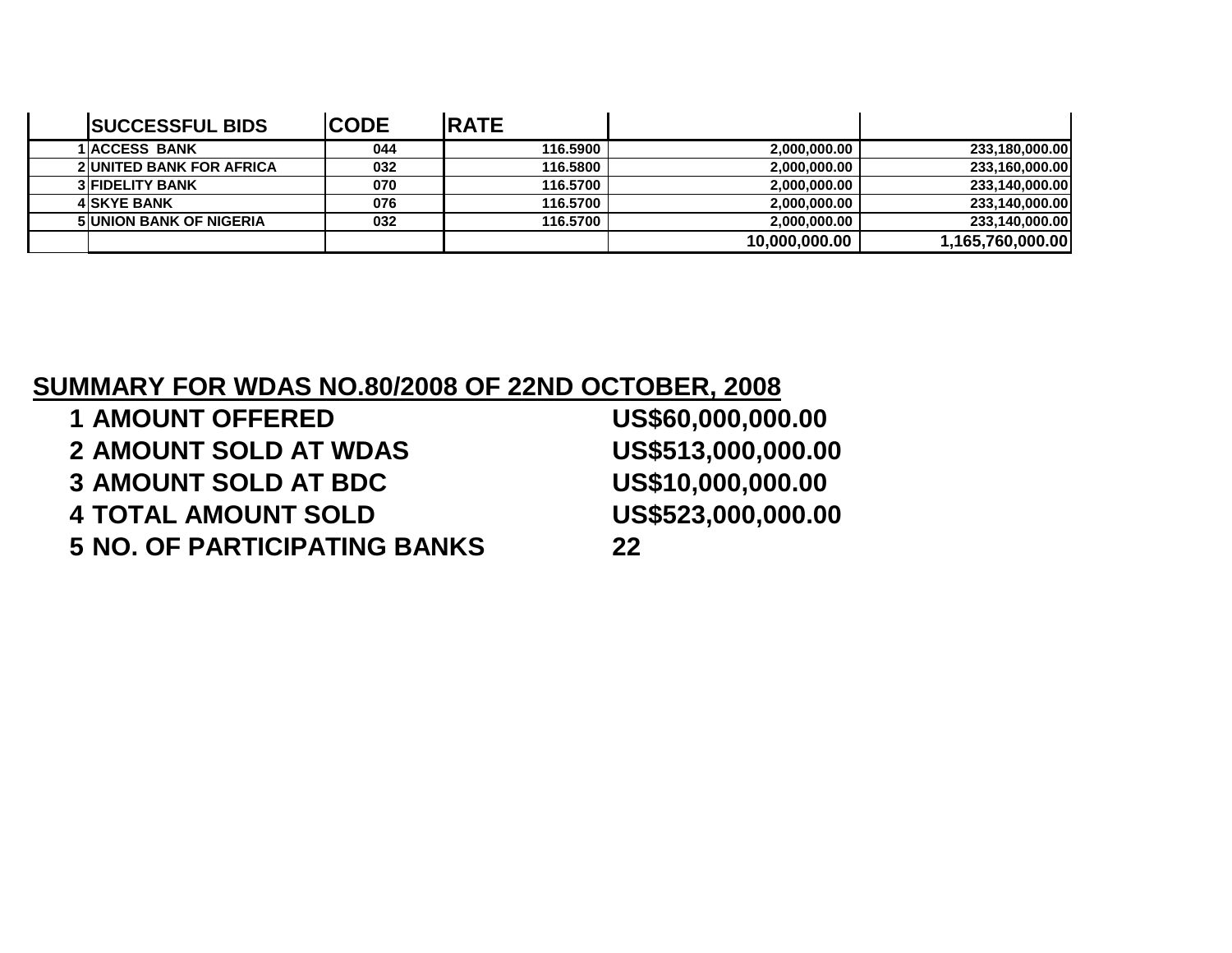|  | SUCCESSFUL BIDS | CODE | RATE |  |  |
|---|---|---|---|---|---|
| 1 | ACCESS BANK | 044 | 116.5900 | 2,000,000.00 | 233,180,000.00 |
| 2 | UNITED BANK FOR AFRICA | 032 | 116.5800 | 2,000,000.00 | 233,160,000.00 |
| 3 | FIDELITY BANK | 070 | 116.5700 | 2,000,000.00 | 233,140,000.00 |
| 4 | SKYE BANK | 076 | 116.5700 | 2,000,000.00 | 233,140,000.00 |
| 5 | UNION BANK OF NIGERIA | 032 | 116.5700 | 2,000,000.00 | 233,140,000.00 |
|  |  |  |  | 10,000,000.00 | 1,165,760,000.00 |

## SUMMARY FOR WDAS NO.80/2008 OF 22ND OCTOBER, 2008

| | | |
|---|---|---|
| 1 | AMOUNT OFFERED | US$60,000,000.00 |
| 2 | AMOUNT SOLD AT WDAS | US$513,000,000.00 |
| 3 | AMOUNT SOLD AT BDC | US$10,000,000.00 |
| 4 | TOTAL AMOUNT SOLD | US$523,000,000.00 |
| 5 | NO. OF PARTICIPATING BANKS | 22 |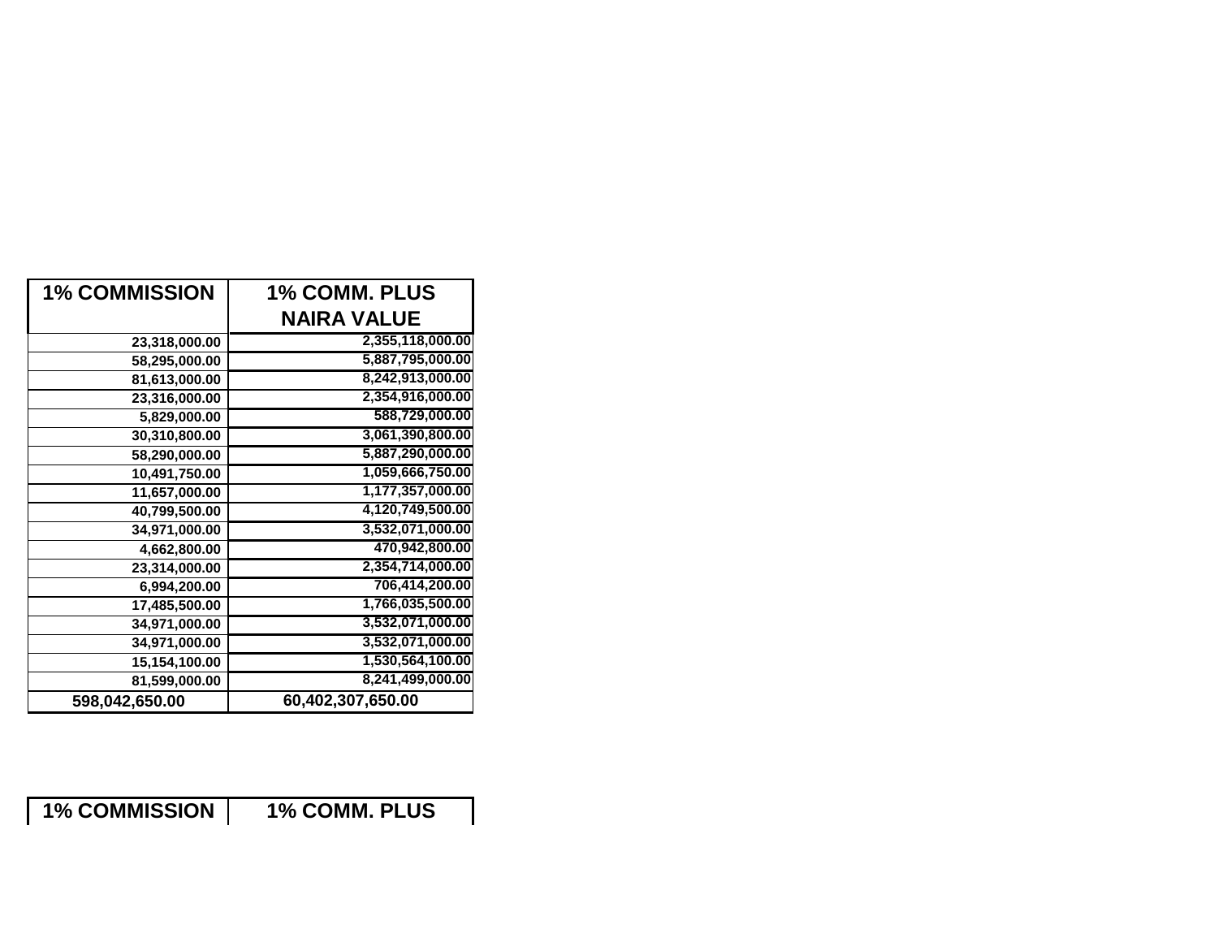| 1% COMMISSION | 1% COMM. PLUS NAIRA VALUE |
|---|---|
| 23,318,000.00 | 2,355,118,000.00 |
| 58,295,000.00 | 5,887,795,000.00 |
| 81,613,000.00 | 8,242,913,000.00 |
| 23,316,000.00 | 2,354,916,000.00 |
| 5,829,000.00 | 588,729,000.00 |
| 30,310,800.00 | 3,061,390,800.00 |
| 58,290,000.00 | 5,887,290,000.00 |
| 10,491,750.00 | 1,059,666,750.00 |
| 11,657,000.00 | 1,177,357,000.00 |
| 40,799,500.00 | 4,120,749,500.00 |
| 34,971,000.00 | 3,532,071,000.00 |
| 4,662,800.00 | 470,942,800.00 |
| 23,314,000.00 | 2,354,714,000.00 |
| 6,994,200.00 | 706,414,200.00 |
| 17,485,500.00 | 1,766,035,500.00 |
| 34,971,000.00 | 3,532,071,000.00 |
| 34,971,000.00 | 3,532,071,000.00 |
| 15,154,100.00 | 1,530,564,100.00 |
| 81,599,000.00 | 8,241,499,000.00 |
| 598,042,650.00 | 60,402,307,650.00 |

| 1% COMMISSION | 1% COMM. PLUS |
|---|---|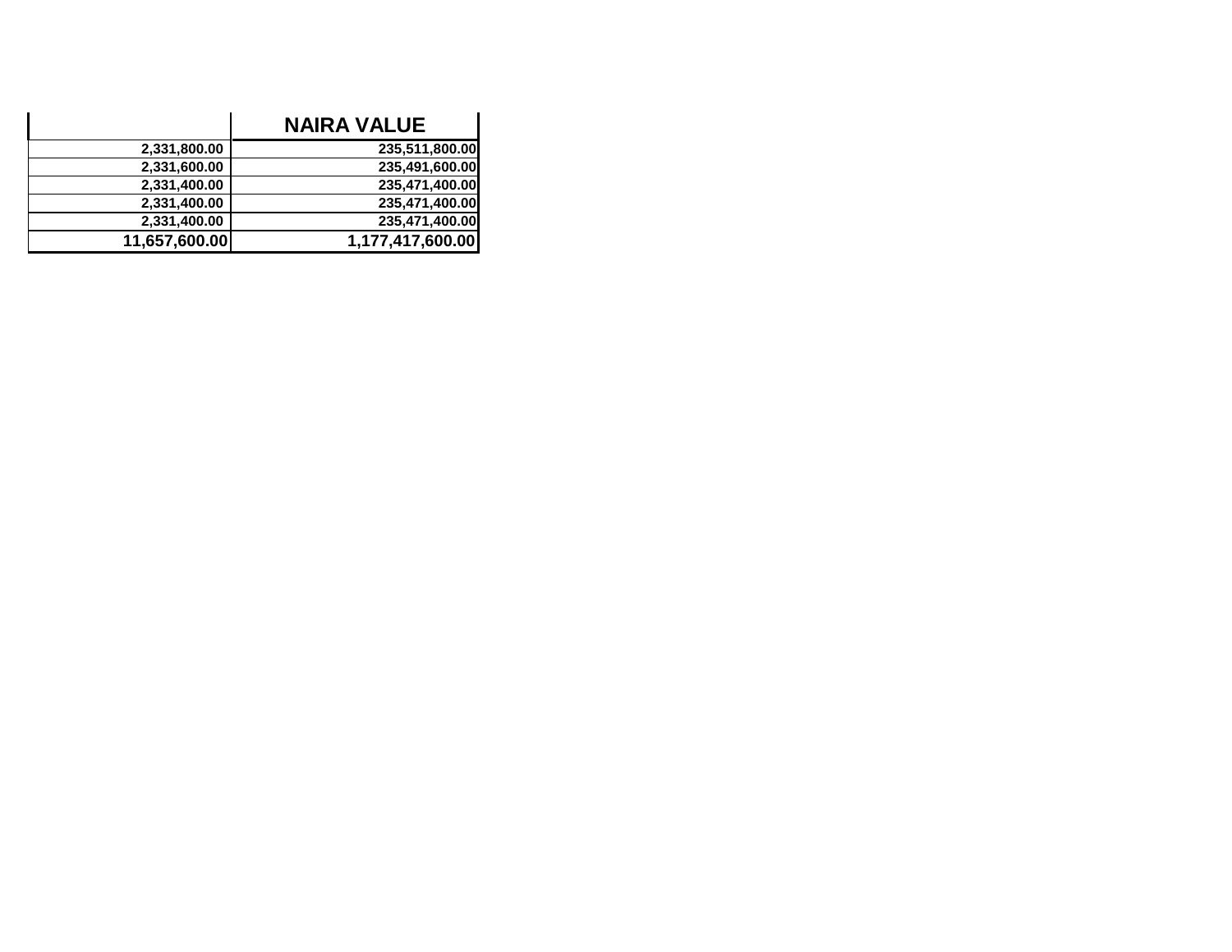| | NAIRA VALUE |
|---|---|
| 2,331,800.00 | 235,511,800.00 |
| 2,331,600.00 | 235,491,600.00 |
| 2,331,400.00 | 235,471,400.00 |
| 2,331,400.00 | 235,471,400.00 |
| 2,331,400.00 | 235,471,400.00 |
| 11,657,600.00 | 1,177,417,600.00 |